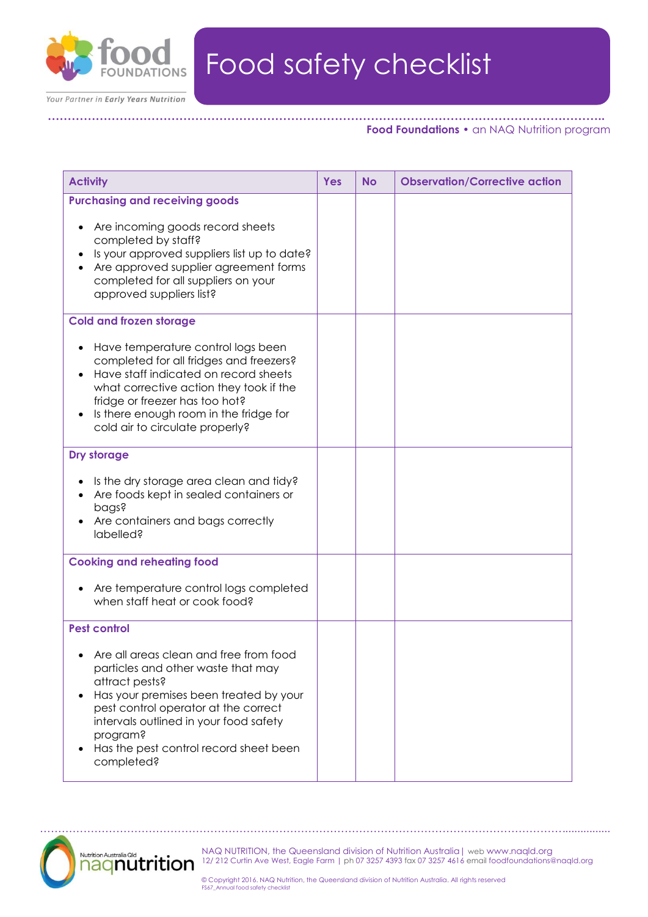# Food safety checklist

**Food Foundations** • an NAQ Nutrition program

| Activity | Yes | No | Observation/Corrective action |
|---|---|---|---|
| **Purchasing and receiving goods**<br>• Are incoming goods record sheets completed by staff?<br>• Is your approved suppliers list up to date?<br>• Are approved supplier agreement forms completed for all suppliers on your approved suppliers list? | | | |
| **Cold and frozen storage**<br>• Have temperature control logs been completed for all fridges and freezers?<br>• Have staff indicated on record sheets what corrective action they took if the fridge or freezer has too hot?<br>• Is there enough room in the fridge for cold air to circulate properly? | | | |
| **Dry storage**<br>• Is the dry storage area clean and tidy?<br>• Are foods kept in sealed containers or bags?<br>• Are containers and bags correctly labelled? | | | |
| **Cooking and reheating food**<br>• Are temperature control logs completed when staff heat or cook food? | | | |
| **Pest control**<br>• Are all areas clean and free from food particles and other waste that may attract pests?<br>• Has your premises been treated by your pest control operator at the correct intervals outlined in your food safety program?<br>• Has the pest control record sheet been completed? | | | |

NAQ NUTRITION, the Queensland division of Nutrition Australia | web www.naqld.org
12/ 212 Curtin Ave West, Eagle Farm | ph 07 3257 4393 fax 07 3257 4616 email foodfoundations@naqld.org

© Copyright 2016. NAQ Nutrition, the Queensland division of Nutrition Australia. All rights reserved
FS67_Annual food safety checklist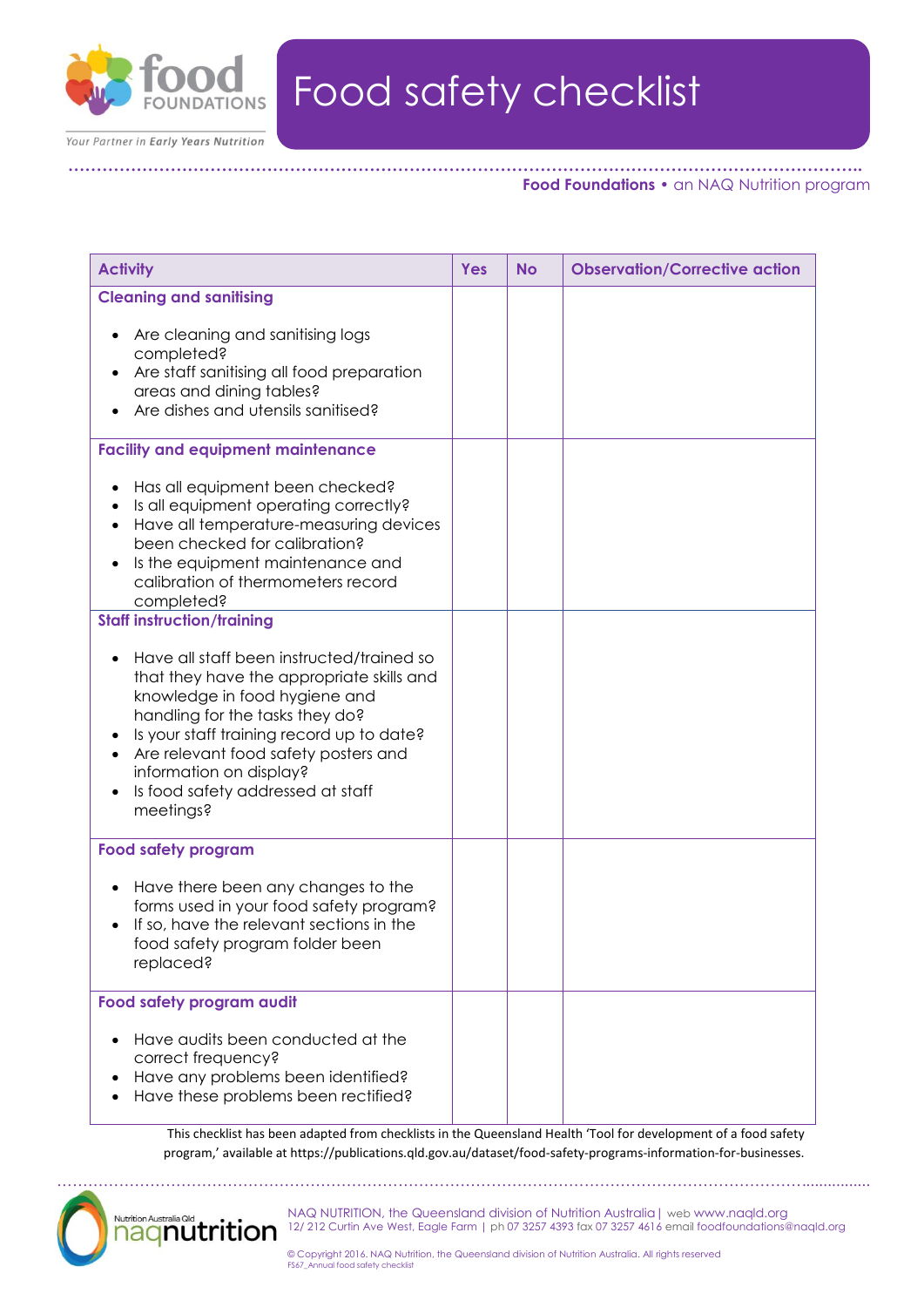# Food safety checklist

**Food Foundations** • an NAQ Nutrition program

| Activity | Yes | No | Observation/Corrective action |
|---|---|---|---|
| **Cleaning and sanitising**<br><br>• Are cleaning and sanitising logs completed?<br>• Are staff sanitising all food preparation areas and dining tables?<br>• Are dishes and utensils sanitised? | | | |
| **Facility and equipment maintenance**<br><br>• Has all equipment been checked?<br>• Is all equipment operating correctly?<br>• Have all temperature-measuring devices been checked for calibration?<br>• Is the equipment maintenance and calibration of thermometers record completed? | | | |
| **Staff instruction/training**<br><br>• Have all staff been instructed/trained so that they have the appropriate skills and knowledge in food hygiene and handling for the tasks they do?<br>• Is your staff training record up to date?<br>• Are relevant food safety posters and information on display?<br>• Is food safety addressed at staff meetings? | | | |
| **Food safety program**<br><br>• Have there been any changes to the forms used in your food safety program?<br>• If so, have the relevant sections in the food safety program folder been replaced? | | | |
| **Food safety program audit**<br><br>• Have audits been conducted at the correct frequency?<br>• Have any problems been identified?<br>• Have these problems been rectified? | | | |

This checklist has been adapted from checklists in the Queensland Health 'Tool for development of a food safety program,' available at https://publications.qld.gov.au/dataset/food-safety-programs-information-for-businesses.

NAQ NUTRITION, the Queensland division of Nutrition Australia | web www.naqld.org
12/ 212 Curtin Ave West, Eagle Farm | ph 07 3257 4393 fax 07 3257 4616 email foodfoundations@naqld.org

© Copyright 2016. NAQ Nutrition, the Queensland division of Nutrition Australia. All rights reserved
FS67_Annual food safety checklist